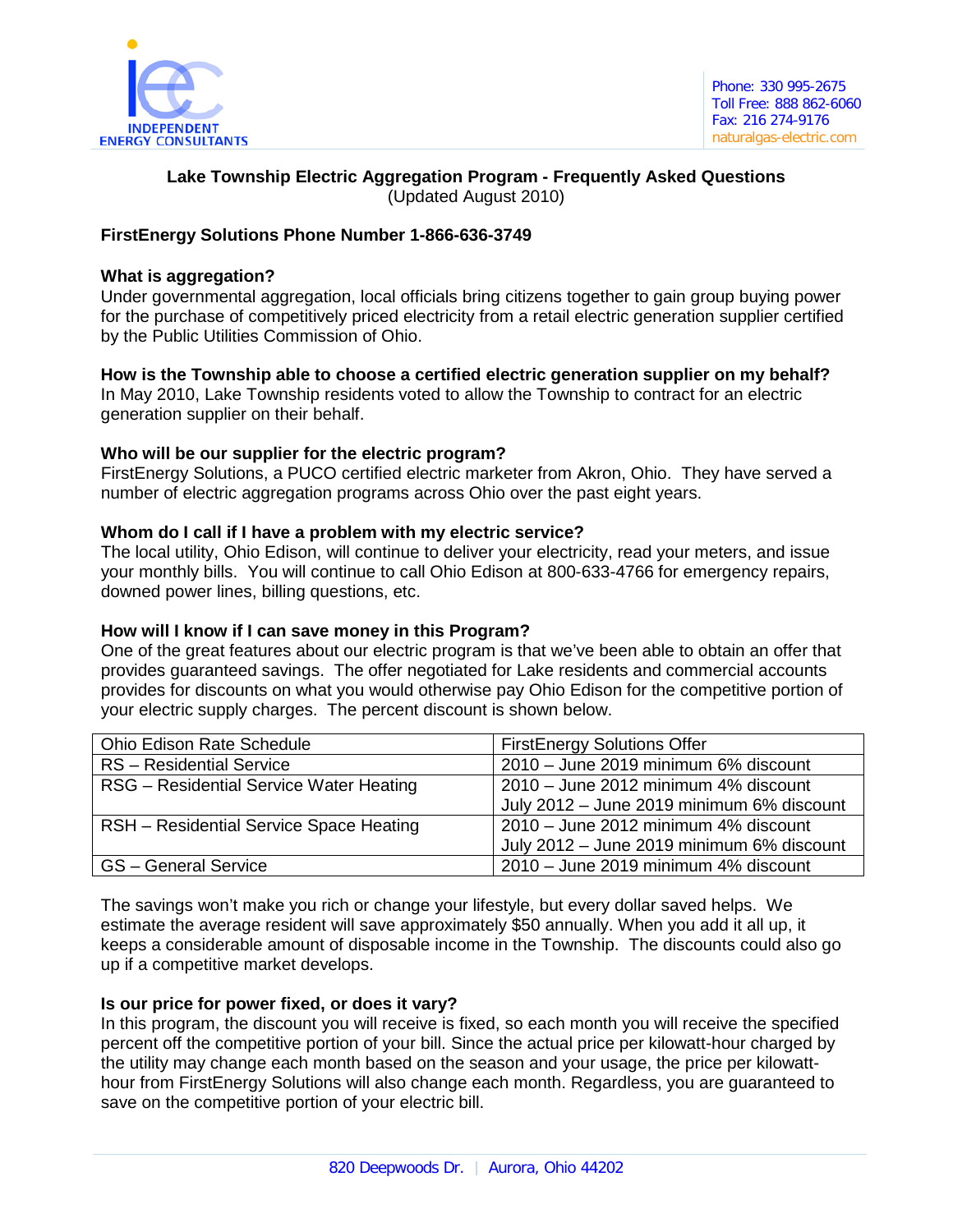INDEPENDENT ENERGY CONSULTANTS

Phone: 330 995-2675
Toll Free: 888 862-6060
Fax: 216 274-9176
naturalgas-electric.com

## Lake Township Electric Aggregation Program - Frequently Asked Questions

(Updated August 2010)

**FirstEnergy Solutions Phone Number 1-866-636-3749**

**What is aggregation?**

Under governmental aggregation, local officials bring citizens together to gain group buying power for the purchase of competitively priced electricity from a retail electric generation supplier certified by the Public Utilities Commission of Ohio.

**How is the Township able to choose a certified electric generation supplier on my behalf?**

In May 2010, Lake Township residents voted to allow the Township to contract for an electric generation supplier on their behalf.

**Who will be our supplier for the electric program?**

FirstEnergy Solutions, a PUCO certified electric marketer from Akron, Ohio. They have served a number of electric aggregation programs across Ohio over the past eight years.

**Whom do I call if I have a problem with my electric service?**

The local utility, Ohio Edison, will continue to deliver your electricity, read your meters, and issue your monthly bills. You will continue to call Ohio Edison at 800-633-4766 for emergency repairs, downed power lines, billing questions, etc.

**How will I know if I can save money in this Program?**

One of the great features about our electric program is that we've been able to obtain an offer that provides guaranteed savings. The offer negotiated for Lake residents and commercial accounts provides for discounts on what you would otherwise pay Ohio Edison for the competitive portion of your electric supply charges. The percent discount is shown below.

| Ohio Edison Rate Schedule | FirstEnergy Solutions Offer |
|---|---|
| RS – Residential Service | 2010 – June 2019 minimum 6% discount |
| RSG – Residential Service Water Heating | 2010 – June 2012 minimum 4% discount<br>July 2012 – June 2019 minimum 6% discount |
| RSH – Residential Service Space Heating | 2010 – June 2012 minimum 4% discount<br>July 2012 – June 2019 minimum 6% discount |
| GS – General Service | 2010 – June 2019 minimum 4% discount |

The savings won't make you rich or change your lifestyle, but every dollar saved helps. We estimate the average resident will save approximately $50 annually. When you add it all up, it keeps a considerable amount of disposable income in the Township. The discounts could also go up if a competitive market develops.

**Is our price for power fixed, or does it vary?**

In this program, the discount you will receive is fixed, so each month you will receive the specified percent off the competitive portion of your bill. Since the actual price per kilowatt-hour charged by the utility may change each month based on the season and your usage, the price per kilowatt-hour from FirstEnergy Solutions will also change each month. Regardless, you are guaranteed to save on the competitive portion of your electric bill.

820 Deepwoods Dr. | Aurora, Ohio 44202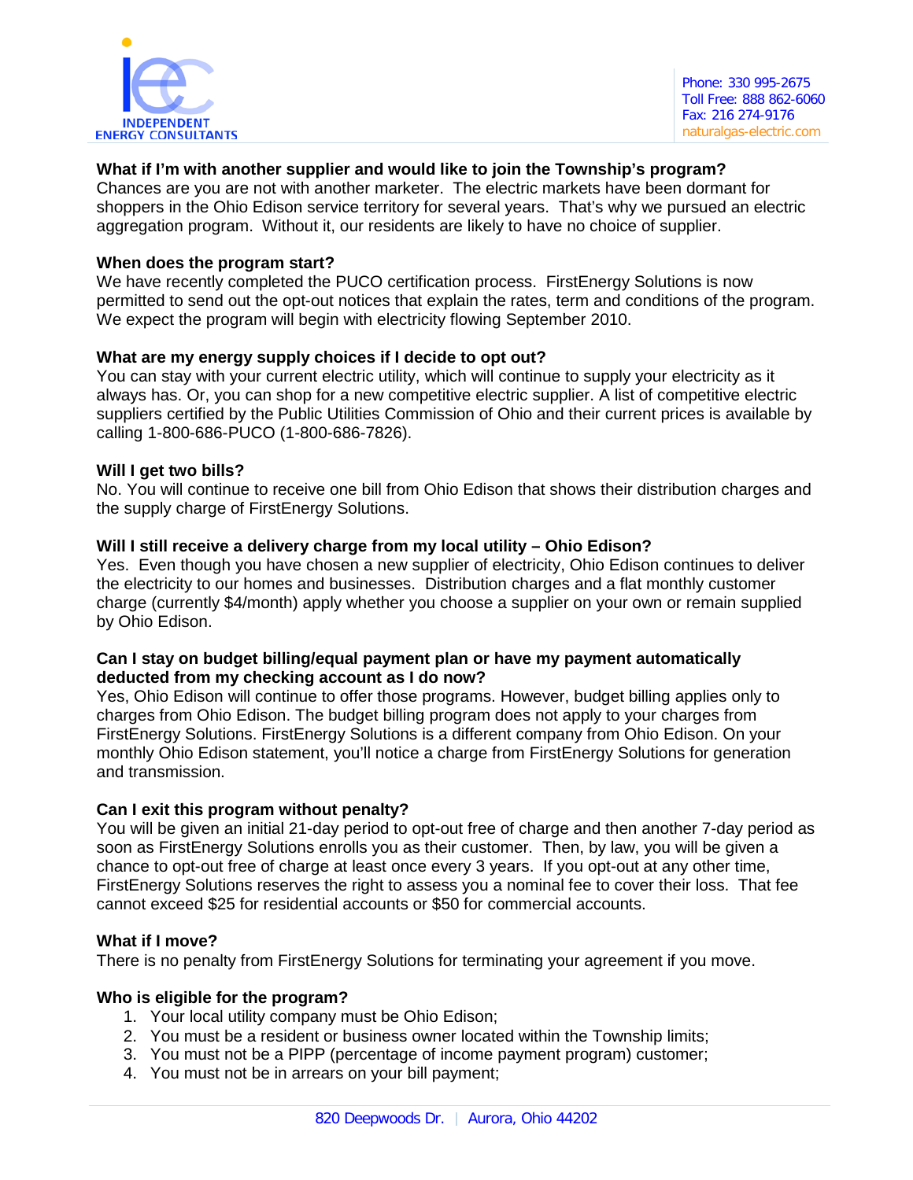**What if I'm with another supplier and would like to join the Township's program?**
Chances are you are not with another marketer. The electric markets have been dormant for shoppers in the Ohio Edison service territory for several years. That's why we pursued an electric aggregation program. Without it, our residents are likely to have no choice of supplier.

**When does the program start?**
We have recently completed the PUCO certification process. FirstEnergy Solutions is now permitted to send out the opt-out notices that explain the rates, term and conditions of the program. We expect the program will begin with electricity flowing September 2010.

**What are my energy supply choices if I decide to opt out?**
You can stay with your current electric utility, which will continue to supply your electricity as it always has. Or, you can shop for a new competitive electric supplier. A list of competitive electric suppliers certified by the Public Utilities Commission of Ohio and their current prices is available by calling 1-800-686-PUCO (1-800-686-7826).

**Will I get two bills?**
No. You will continue to receive one bill from Ohio Edison that shows their distribution charges and the supply charge of FirstEnergy Solutions.

**Will I still receive a delivery charge from my local utility – Ohio Edison?**
Yes. Even though you have chosen a new supplier of electricity, Ohio Edison continues to deliver the electricity to our homes and businesses. Distribution charges and a flat monthly customer charge (currently $4/month) apply whether you choose a supplier on your own or remain supplied by Ohio Edison.

**Can I stay on budget billing/equal payment plan or have my payment automatically deducted from my checking account as I do now?**
Yes, Ohio Edison will continue to offer those programs. However, budget billing applies only to charges from Ohio Edison. The budget billing program does not apply to your charges from FirstEnergy Solutions. FirstEnergy Solutions is a different company from Ohio Edison. On your monthly Ohio Edison statement, you'll notice a charge from FirstEnergy Solutions for generation and transmission.

**Can I exit this program without penalty?**
You will be given an initial 21-day period to opt-out free of charge and then another 7-day period as soon as FirstEnergy Solutions enrolls you as their customer. Then, by law, you will be given a chance to opt-out free of charge at least once every 3 years. If you opt-out at any other time, FirstEnergy Solutions reserves the right to assess you a nominal fee to cover their loss. That fee cannot exceed $25 for residential accounts or $50 for commercial accounts.

**What if I move?**
There is no penalty from FirstEnergy Solutions for terminating your agreement if you move.

**Who is eligible for the program?**

1. Your local utility company must be Ohio Edison;
2. You must be a resident or business owner located within the Township limits;
3. You must not be a PIPP (percentage of income payment program) customer;
4. You must not be in arrears on your bill payment;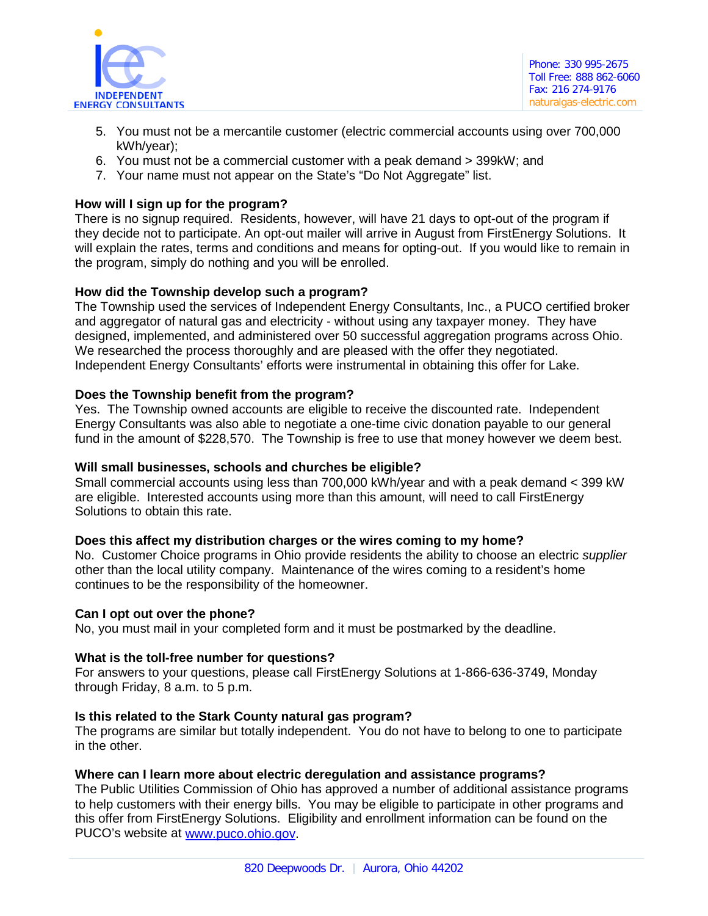5. You must not be a mercantile customer (electric commercial accounts using over 700,000 kWh/year);
6. You must not be a commercial customer with a peak demand > 399kW; and
7. Your name must not appear on the State's "Do Not Aggregate" list.

**How will I sign up for the program?**
There is no signup required. Residents, however, will have 21 days to opt-out of the program if they decide not to participate. An opt-out mailer will arrive in August from FirstEnergy Solutions. It will explain the rates, terms and conditions and means for opting-out. If you would like to remain in the program, simply do nothing and you will be enrolled.

**How did the Township develop such a program?**
The Township used the services of Independent Energy Consultants, Inc., a PUCO certified broker and aggregator of natural gas and electricity - without using any taxpayer money. They have designed, implemented, and administered over 50 successful aggregation programs across Ohio. We researched the process thoroughly and are pleased with the offer they negotiated. Independent Energy Consultants' efforts were instrumental in obtaining this offer for Lake.

**Does the Township benefit from the program?**
Yes. The Township owned accounts are eligible to receive the discounted rate. Independent Energy Consultants was also able to negotiate a one-time civic donation payable to our general fund in the amount of $228,570. The Township is free to use that money however we deem best.

**Will small businesses, schools and churches be eligible?**
Small commercial accounts using less than 700,000 kWh/year and with a peak demand < 399 kW are eligible. Interested accounts using more than this amount, will need to call FirstEnergy Solutions to obtain this rate.

**Does this affect my distribution charges or the wires coming to my home?**
No. Customer Choice programs in Ohio provide residents the ability to choose an electric *supplier* other than the local utility company. Maintenance of the wires coming to a resident's home continues to be the responsibility of the homeowner.

**Can I opt out over the phone?**
No, you must mail in your completed form and it must be postmarked by the deadline.

**What is the toll-free number for questions?**
For answers to your questions, please call FirstEnergy Solutions at 1-866-636-3749, Monday through Friday, 8 a.m. to 5 p.m.

**Is this related to the Stark County natural gas program?**
The programs are similar but totally independent. You do not have to belong to one to participate in the other.

**Where can I learn more about electric deregulation and assistance programs?**
The Public Utilities Commission of Ohio has approved a number of additional assistance programs to help customers with their energy bills. You may be eligible to participate in other programs and this offer from FirstEnergy Solutions. Eligibility and enrollment information can be found on the PUCO's website at [www.puco.ohio.gov](http://www.puco.ohio.gov).